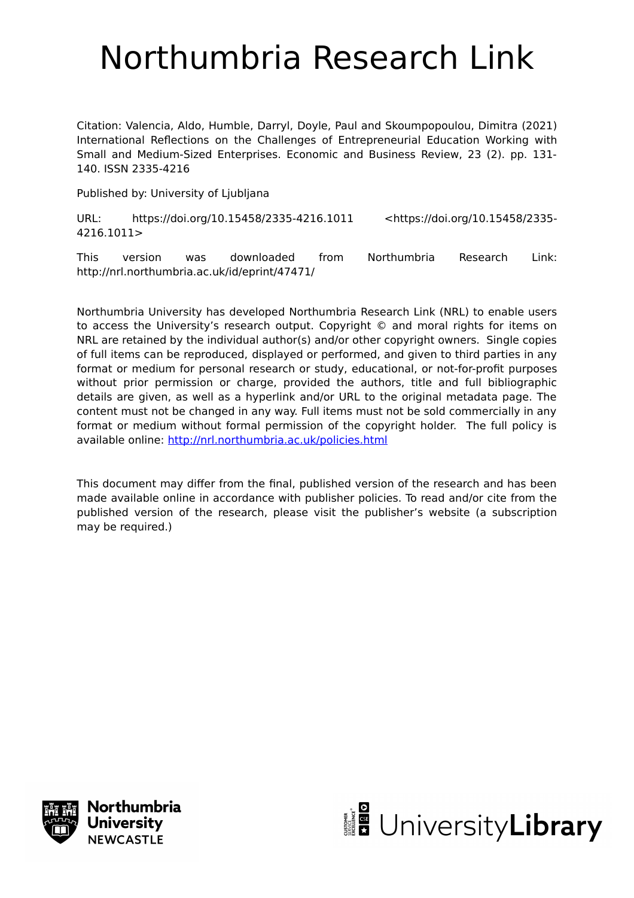# Northumbria Research Link

Citation: Valencia, Aldo, Humble, Darryl, Doyle, Paul and Skoumpopoulou, Dimitra (2021) International Reflections on the Challenges of Entrepreneurial Education Working with Small and Medium-Sized Enterprises. Economic and Business Review, 23 (2). pp. 131-140. ISSN 2335-4216

Published by: University of Ljubljana

URL: https://doi.org/10.15458/2335-4216.1011 <https://doi.org/10.15458/2335-4216.1011>

This version was downloaded from Northumbria Research Link: http://nrl.northumbria.ac.uk/id/eprint/47471/

Northumbria University has developed Northumbria Research Link (NRL) to enable users to access the University's research output. Copyright © and moral rights for items on NRL are retained by the individual author(s) and/or other copyright owners. Single copies of full items can be reproduced, displayed or performed, and given to third parties in any format or medium for personal research or study, educational, or not-for-profit purposes without prior permission or charge, provided the authors, title and full bibliographic details are given, as well as a hyperlink and/or URL to the original metadata page. The content must not be changed in any way. Full items must not be sold commercially in any format or medium without formal permission of the copyright holder. The full policy is available online: http://nrl.northumbria.ac.uk/policies.html

This document may differ from the final, published version of the research and has been made available online in accordance with publisher policies. To read and/or cite from the published version of the research, please visit the publisher's website (a subscription may be required.)

Northumbria University NEWCASTLE

UniversityLibrary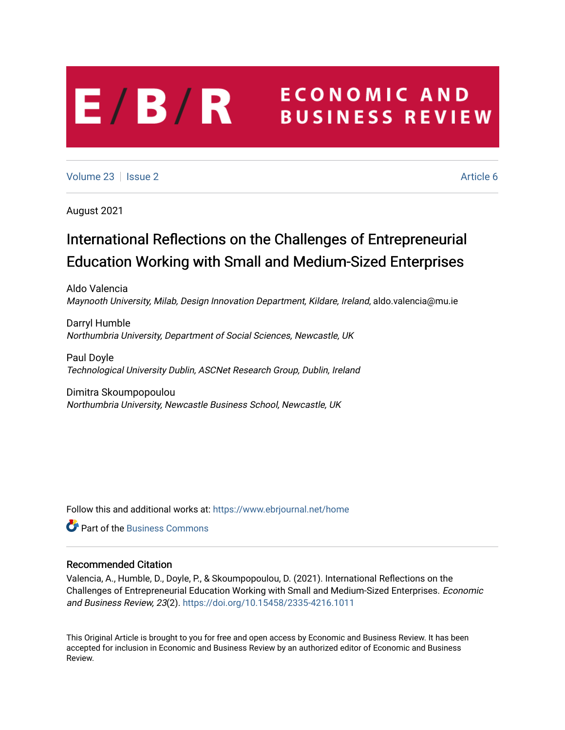# E/B/R ECONOMIC AND BUSINESS REVIEW

Volume 23 | Issue 2 | Article 6

August 2021

# International Reflections on the Challenges of Entrepreneurial Education Working with Small and Medium-Sized Enterprises

Aldo Valencia
*Maynooth University, Milab, Design Innovation Department, Kildare, Ireland*, aldo.valencia@mu.ie

Darryl Humble
*Northumbria University, Department of Social Sciences, Newcastle, UK*

Paul Doyle
*Technological University Dublin, ASCNet Research Group, Dublin, Ireland*

Dimitra Skoumpopoulou
*Northumbria University, Newcastle Business School, Newcastle, UK*

Follow this and additional works at: https://www.ebrjournal.net/home

Part of the Business Commons

## Recommended Citation

Valencia, A., Humble, D., Doyle, P., & Skoumpopoulou, D. (2021). International Reflections on the Challenges of Entrepreneurial Education Working with Small and Medium-Sized Enterprises. *Economic and Business Review, 23*(2). https://doi.org/10.15458/2335-4216.1011

This Original Article is brought to you for free and open access by Economic and Business Review. It has been accepted for inclusion in Economic and Business Review by an authorized editor of Economic and Business Review.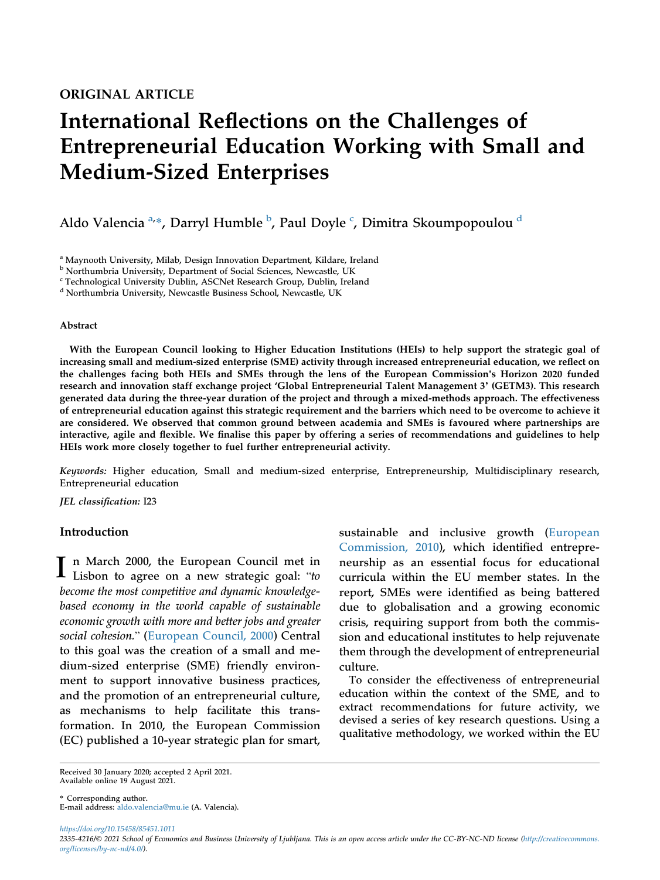ORIGINAL ARTICLE

# International Reflections on the Challenges of Entrepreneurial Education Working with Small and Medium-Sized Enterprises

Aldo Valencia [a,*], Darryl Humble [b], Paul Doyle [c], Dimitra Skoumpopoulou [d]

[a] Maynooth University, Milab, Design Innovation Department, Kildare, Ireland
[b] Northumbria University, Department of Social Sciences, Newcastle, UK
[c] Technological University Dublin, ASCNet Research Group, Dublin, Ireland
[d] Northumbria University, Newcastle Business School, Newcastle, UK

## Abstract

**With the European Council looking to Higher Education Institutions (HEIs) to help support the strategic goal of increasing small and medium-sized enterprise (SME) activity through increased entrepreneurial education, we reflect on the challenges facing both HEIs and SMEs through the lens of the European Commission's Horizon 2020 funded research and innovation staff exchange project 'Global Entrepreneurial Talent Management 3' (GETM3). This research generated data during the three-year duration of the project and through a mixed-methods approach. The effectiveness of entrepreneurial education against this strategic requirement and the barriers which need to be overcome to achieve it are considered. We observed that common ground between academia and SMEs is favoured where partnerships are interactive, agile and flexible. We finalise this paper by offering a series of recommendations and guidelines to help HEIs work more closely together to fuel further entrepreneurial activity.**

*Keywords:* Higher education, Small and medium-sized enterprise, Entrepreneurship, Multidisciplinary research, Entrepreneurial education

*JEL classification:* I23

## Introduction

In March 2000, the European Council met in Lisbon to agree on a new strategic goal: "*to become the most competitive and dynamic knowledge-based economy in the world capable of sustainable economic growth with more and better jobs and greater social cohesion.*" (European Council, 2000) Central to this goal was the creation of a small and medium-sized enterprise (SME) friendly environment to support innovative business practices, and the promotion of an entrepreneurial culture, as mechanisms to help facilitate this transformation. In 2010, the European Commission (EC) published a 10-year strategic plan for smart, sustainable and inclusive growth (European Commission, 2010), which identified entrepreneurship as an essential focus for educational curricula within the EU member states. In the report, SMEs were identified as being battered due to globalisation and a growing economic crisis, requiring support from both the commission and educational institutes to help rejuvenate them through the development of entrepreneurial culture.

To consider the effectiveness of entrepreneurial education within the context of the SME, and to extract recommendations for future activity, we devised a series of key research questions. Using a qualitative methodology, we worked within the EU

Received 30 January 2020; accepted 2 April 2021.
Available online 19 August 2021.

\* Corresponding author.
E-mail address: aldo.valencia@mu.ie (A. Valencia).

https://doi.org/10.15458/85451.1011
2335-4216/© 2021 School of Economics and Business University of Ljubljana. This is an open access article under the CC-BY-NC-ND license (http://creativecommons.org/licenses/by-nc-nd/4.0/).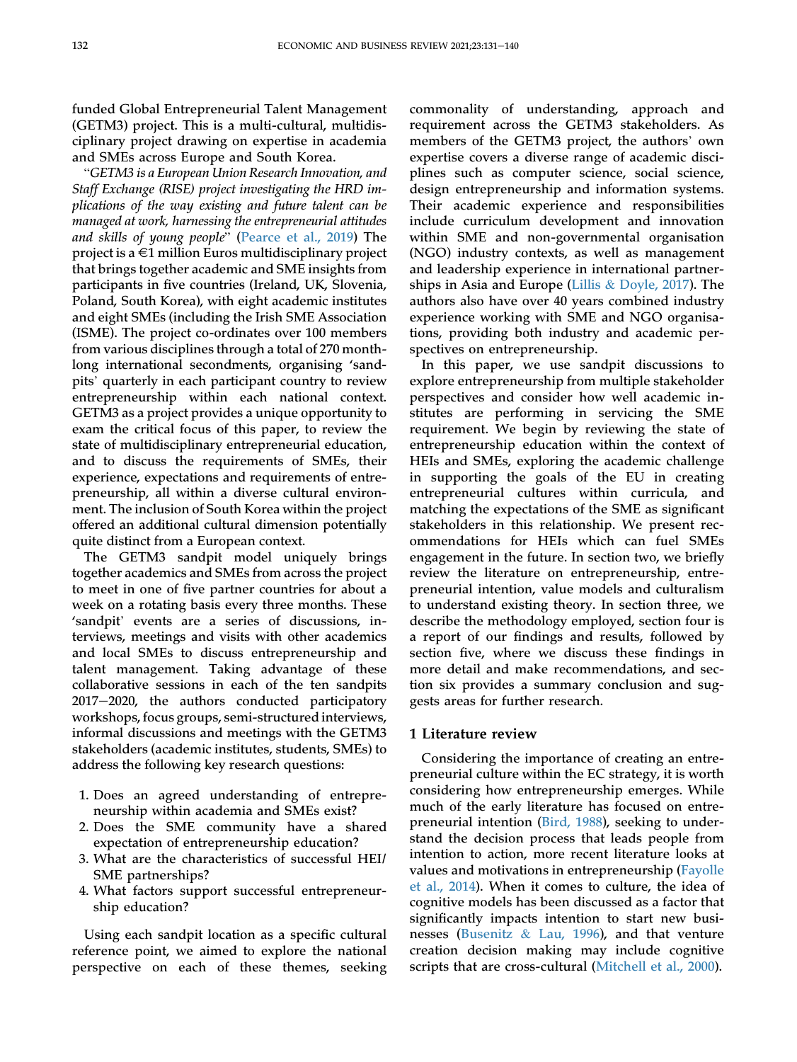funded Global Entrepreneurial Talent Management (GETM3) project. This is a multi-cultural, multidisciplinary project drawing on expertise in academia and SMEs across Europe and South Korea.

"*GETM3 is a European Union Research Innovation, and Staff Exchange (RISE) project investigating the HRD implications of the way existing and future talent can be managed at work, harnessing the entrepreneurial attitudes and skills of young people*" (Pearce et al., 2019) The project is a €1 million Euros multidisciplinary project that brings together academic and SME insights from participants in five countries (Ireland, UK, Slovenia, Poland, South Korea), with eight academic institutes and eight SMEs (including the Irish SME Association (ISME). The project co-ordinates over 100 members from various disciplines through a total of 270 month-long international secondments, organising 'sandpits' quarterly in each participant country to review entrepreneurship within each national context. GETM3 as a project provides a unique opportunity to exam the critical focus of this paper, to review the state of multidisciplinary entrepreneurial education, and to discuss the requirements of SMEs, their experience, expectations and requirements of entrepreneurship, all within a diverse cultural environment. The inclusion of South Korea within the project offered an additional cultural dimension potentially quite distinct from a European context.

The GETM3 sandpit model uniquely brings together academics and SMEs from across the project to meet in one of five partner countries for about a week on a rotating basis every three months. These 'sandpit' events are a series of discussions, interviews, meetings and visits with other academics and local SMEs to discuss entrepreneurship and talent management. Taking advantage of these collaborative sessions in each of the ten sandpits 2017–2020, the authors conducted participatory workshops, focus groups, semi-structured interviews, informal discussions and meetings with the GETM3 stakeholders (academic institutes, students, SMEs) to address the following key research questions:

1. Does an agreed understanding of entrepreneurship within academia and SMEs exist?
2. Does the SME community have a shared expectation of entrepreneurship education?
3. What are the characteristics of successful HEI/SME partnerships?
4. What factors support successful entrepreneurship education?

Using each sandpit location as a specific cultural reference point, we aimed to explore the national perspective on each of these themes, seeking commonality of understanding, approach and requirement across the GETM3 stakeholders. As members of the GETM3 project, the authors' own expertise covers a diverse range of academic disciplines such as computer science, social science, design entrepreneurship and information systems. Their academic experience and responsibilities include curriculum development and innovation within SME and non-governmental organisation (NGO) industry contexts, as well as management and leadership experience in international partnerships in Asia and Europe (Lillis & Doyle, 2017). The authors also have over 40 years combined industry experience working with SME and NGO organisations, providing both industry and academic perspectives on entrepreneurship.

In this paper, we use sandpit discussions to explore entrepreneurship from multiple stakeholder perspectives and consider how well academic institutes are performing in servicing the SME requirement. We begin by reviewing the state of entrepreneurship education within the context of HEIs and SMEs, exploring the academic challenge in supporting the goals of the EU in creating entrepreneurial cultures within curricula, and matching the expectations of the SME as significant stakeholders in this relationship. We present recommendations for HEIs which can fuel SMEs engagement in the future. In section two, we briefly review the literature on entrepreneurship, entrepreneurial intention, value models and culturalism to understand existing theory. In section three, we describe the methodology employed, section four is a report of our findings and results, followed by section five, where we discuss these findings in more detail and make recommendations, and section six provides a summary conclusion and suggests areas for further research.

## 1 Literature review

Considering the importance of creating an entrepreneurial culture within the EC strategy, it is worth considering how entrepreneurship emerges. While much of the early literature has focused on entrepreneurial intention (Bird, 1988), seeking to understand the decision process that leads people from intention to action, more recent literature looks at values and motivations in entrepreneurship (Fayolle et al., 2014). When it comes to culture, the idea of cognitive models has been discussed as a factor that significantly impacts intention to start new businesses (Busenitz & Lau, 1996), and that venture creation decision making may include cognitive scripts that are cross-cultural (Mitchell et al., 2000).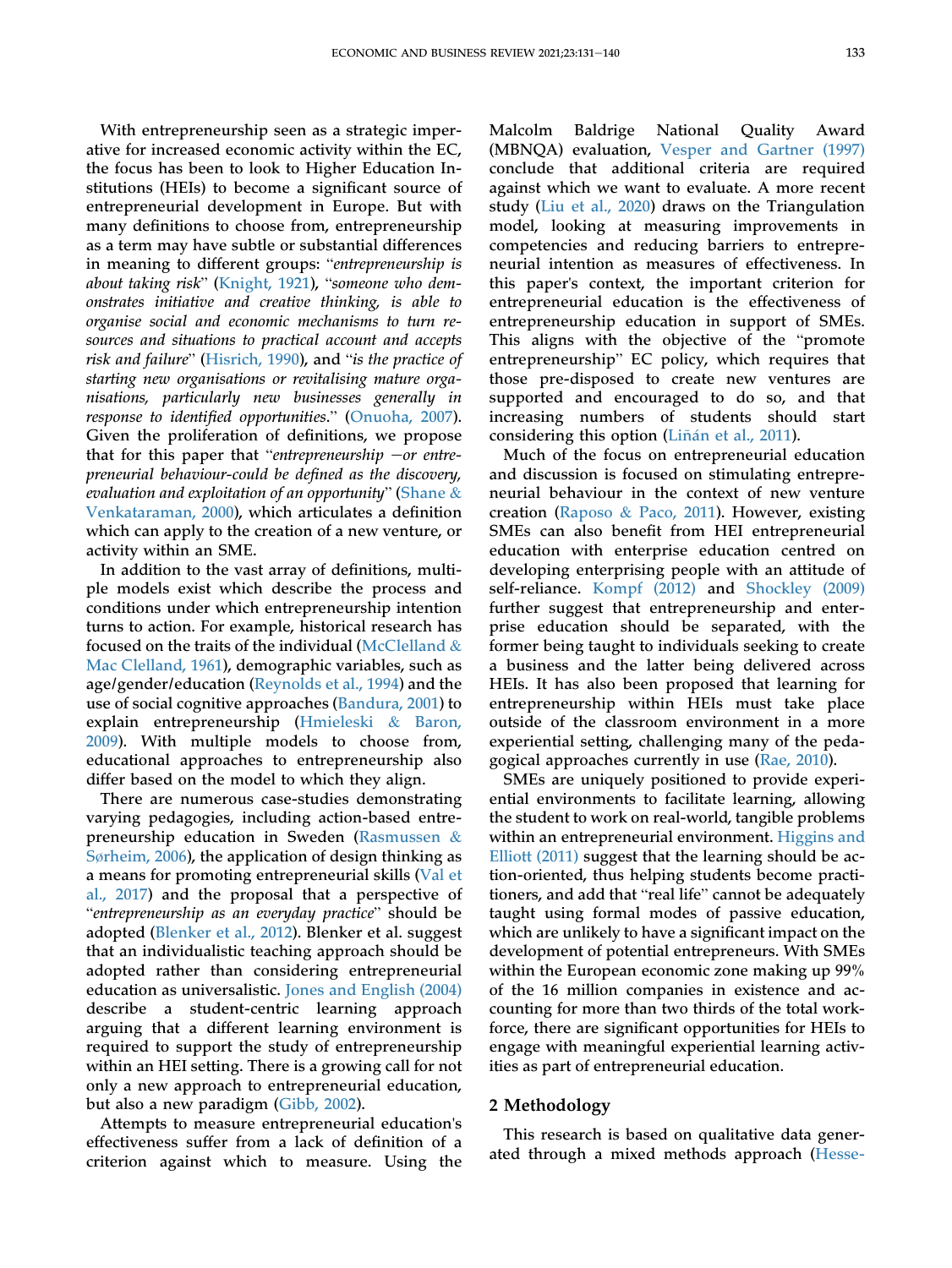With entrepreneurship seen as a strategic imperative for increased economic activity within the EC, the focus has been to look to Higher Education Institutions (HEIs) to become a significant source of entrepreneurial development in Europe. But with many definitions to choose from, entrepreneurship as a term may have subtle or substantial differences in meaning to different groups: "*entrepreneurship is about taking risk*" (Knight, 1921), "*someone who demonstrates initiative and creative thinking, is able to organise social and economic mechanisms to turn resources and situations to practical account and accepts risk and failure*" (Hisrich, 1990), and "*is the practice of starting new organisations or revitalising mature organisations, particularly new businesses generally in response to identified opportunities*." (Onuoha, 2007). Given the proliferation of definitions, we propose that for this paper that "*entrepreneurship —or entrepreneurial behaviour-could be defined as the discovery, evaluation and exploitation of an opportunity*" (Shane & Venkataraman, 2000), which articulates a definition which can apply to the creation of a new venture, or activity within an SME.

In addition to the vast array of definitions, multiple models exist which describe the process and conditions under which entrepreneurship intention turns to action. For example, historical research has focused on the traits of the individual (McClelland & Mac Clelland, 1961), demographic variables, such as age/gender/education (Reynolds et al., 1994) and the use of social cognitive approaches (Bandura, 2001) to explain entrepreneurship (Hmieleski & Baron, 2009). With multiple models to choose from, educational approaches to entrepreneurship also differ based on the model to which they align.

There are numerous case-studies demonstrating varying pedagogies, including action-based entrepreneurship education in Sweden (Rasmussen & Sørheim, 2006), the application of design thinking as a means for promoting entrepreneurial skills (Val et al., 2017) and the proposal that a perspective of "*entrepreneurship as an everyday practice*" should be adopted (Blenker et al., 2012). Blenker et al. suggest that an individualistic teaching approach should be adopted rather than considering entrepreneurial education as universalistic. Jones and English (2004) describe a student-centric learning approach arguing that a different learning environment is required to support the study of entrepreneurship within an HEI setting. There is a growing call for not only a new approach to entrepreneurial education, but also a new paradigm (Gibb, 2002).

Attempts to measure entrepreneurial education's effectiveness suffer from a lack of definition of a criterion against which to measure. Using the Malcolm Baldrige National Quality Award (MBNQA) evaluation, Vesper and Gartner (1997) conclude that additional criteria are required against which we want to evaluate. A more recent study (Liu et al., 2020) draws on the Triangulation model, looking at measuring improvements in competencies and reducing barriers to entrepreneurial intention as measures of effectiveness. In this paper's context, the important criterion for entrepreneurial education is the effectiveness of entrepreneurship education in support of SMEs. This aligns with the objective of the "promote entrepreneurship" EC policy, which requires that those pre-disposed to create new ventures are supported and encouraged to do so, and that increasing numbers of students should start considering this option (Liñán et al., 2011).

Much of the focus on entrepreneurial education and discussion is focused on stimulating entrepreneurial behaviour in the context of new venture creation (Raposo & Paco, 2011). However, existing SMEs can also benefit from HEI entrepreneurial education with enterprise education centred on developing enterprising people with an attitude of self-reliance. Kompf (2012) and Shockley (2009) further suggest that entrepreneurship and enterprise education should be separated, with the former being taught to individuals seeking to create a business and the latter being delivered across HEIs. It has also been proposed that learning for entrepreneurship within HEIs must take place outside of the classroom environment in a more experiential setting, challenging many of the pedagogical approaches currently in use (Rae, 2010).

SMEs are uniquely positioned to provide experiential environments to facilitate learning, allowing the student to work on real-world, tangible problems within an entrepreneurial environment. Higgins and Elliott (2011) suggest that the learning should be action-oriented, thus helping students become practitioners, and add that "real life" cannot be adequately taught using formal modes of passive education, which are unlikely to have a significant impact on the development of potential entrepreneurs. With SMEs within the European economic zone making up 99% of the 16 million companies in existence and accounting for more than two thirds of the total workforce, there are significant opportunities for HEIs to engage with meaningful experiential learning activities as part of entrepreneurial education.

## 2 Methodology

This research is based on qualitative data generated through a mixed methods approach (Hesse-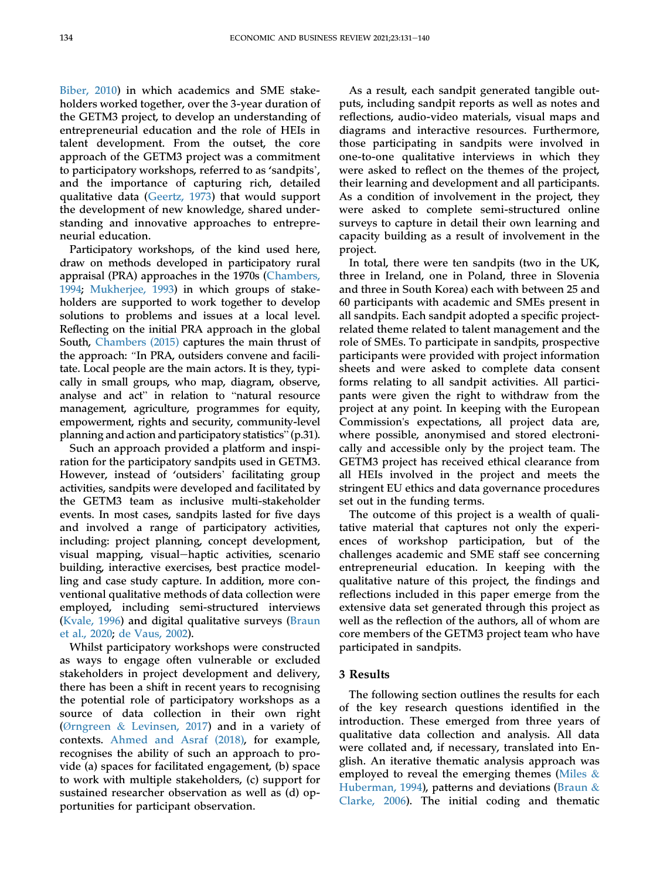Biber, 2010) in which academics and SME stakeholders worked together, over the 3-year duration of the GETM3 project, to develop an understanding of entrepreneurial education and the role of HEIs in talent development. From the outset, the core approach of the GETM3 project was a commitment to participatory workshops, referred to as 'sandpits', and the importance of capturing rich, detailed qualitative data (Geertz, 1973) that would support the development of new knowledge, shared understanding and innovative approaches to entrepreneurial education.

Participatory workshops, of the kind used here, draw on methods developed in participatory rural appraisal (PRA) approaches in the 1970s (Chambers, 1994; Mukherjee, 1993) in which groups of stakeholders are supported to work together to develop solutions to problems and issues at a local level. Reflecting on the initial PRA approach in the global South, Chambers (2015) captures the main thrust of the approach: "In PRA, outsiders convene and facilitate. Local people are the main actors. It is they, typically in small groups, who map, diagram, observe, analyse and act" in relation to "natural resource management, agriculture, programmes for equity, empowerment, rights and security, community-level planning and action and participatory statistics" (p.31).

Such an approach provided a platform and inspiration for the participatory sandpits used in GETM3. However, instead of 'outsiders' facilitating group activities, sandpits were developed and facilitated by the GETM3 team as inclusive multi-stakeholder events. In most cases, sandpits lasted for five days and involved a range of participatory activities, including: project planning, concept development, visual mapping, visual−haptic activities, scenario building, interactive exercises, best practice modelling and case study capture. In addition, more conventional qualitative methods of data collection were employed, including semi-structured interviews (Kvale, 1996) and digital qualitative surveys (Braun et al., 2020; de Vaus, 2002).

Whilst participatory workshops were constructed as ways to engage often vulnerable or excluded stakeholders in project development and delivery, there has been a shift in recent years to recognising the potential role of participatory workshops as a source of data collection in their own right (Ørngreen & Levinsen, 2017) and in a variety of contexts. Ahmed and Asraf (2018), for example, recognises the ability of such an approach to provide (a) spaces for facilitated engagement, (b) space to work with multiple stakeholders, (c) support for sustained researcher observation as well as (d) opportunities for participant observation.

As a result, each sandpit generated tangible outputs, including sandpit reports as well as notes and reflections, audio-video materials, visual maps and diagrams and interactive resources. Furthermore, those participating in sandpits were involved in one-to-one qualitative interviews in which they were asked to reflect on the themes of the project, their learning and development and all participants. As a condition of involvement in the project, they were asked to complete semi-structured online surveys to capture in detail their own learning and capacity building as a result of involvement in the project.

In total, there were ten sandpits (two in the UK, three in Ireland, one in Poland, three in Slovenia and three in South Korea) each with between 25 and 60 participants with academic and SMEs present in all sandpits. Each sandpit adopted a specific project-related theme related to talent management and the role of SMEs. To participate in sandpits, prospective participants were provided with project information sheets and were asked to complete data consent forms relating to all sandpit activities. All participants were given the right to withdraw from the project at any point. In keeping with the European Commission's expectations, all project data are, where possible, anonymised and stored electronically and accessible only by the project team. The GETM3 project has received ethical clearance from all HEIs involved in the project and meets the stringent EU ethics and data governance procedures set out in the funding terms.

The outcome of this project is a wealth of qualitative material that captures not only the experiences of workshop participation, but of the challenges academic and SME staff see concerning entrepreneurial education. In keeping with the qualitative nature of this project, the findings and reflections included in this paper emerge from the extensive data set generated through this project as well as the reflection of the authors, all of whom are core members of the GETM3 project team who have participated in sandpits.

## 3 Results

The following section outlines the results for each of the key research questions identified in the introduction. These emerged from three years of qualitative data collection and analysis. All data were collated and, if necessary, translated into English. An iterative thematic analysis approach was employed to reveal the emerging themes (Miles & Huberman, 1994), patterns and deviations (Braun & Clarke, 2006). The initial coding and thematic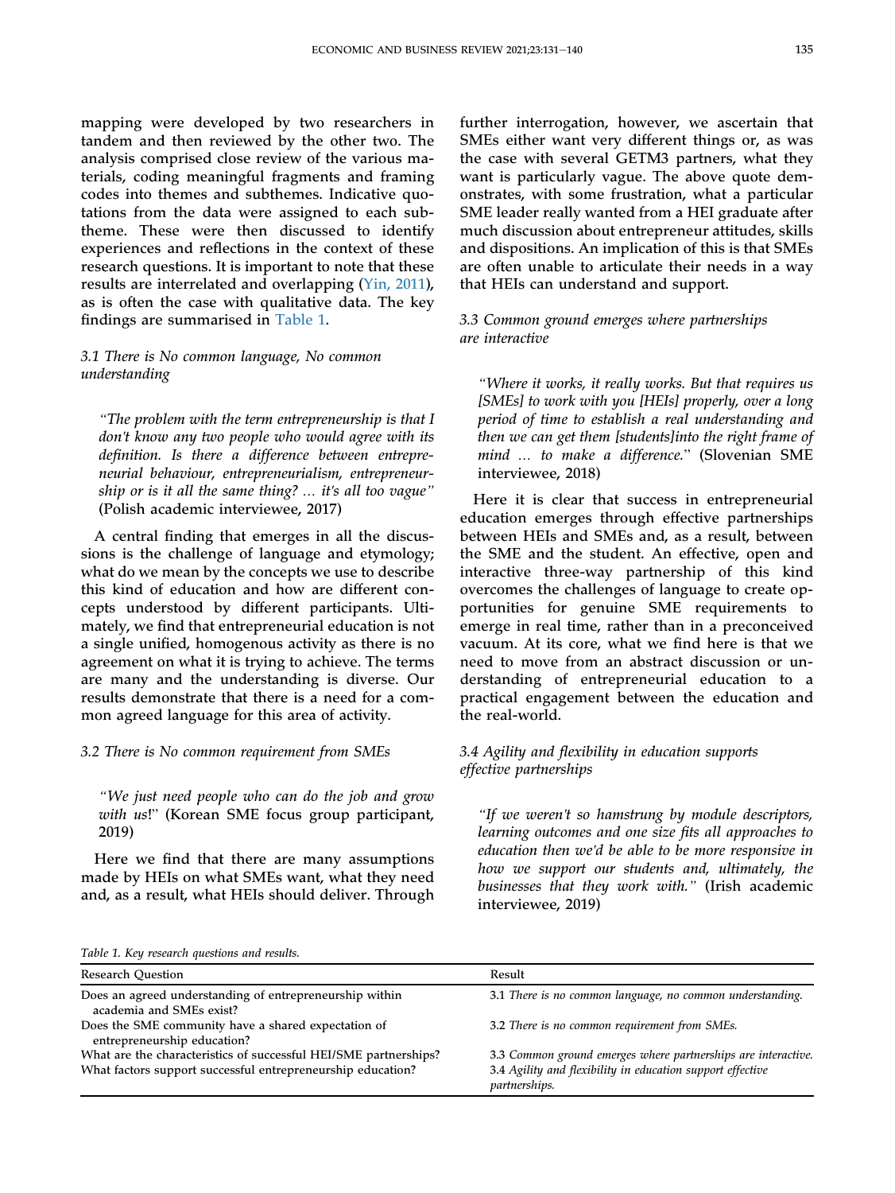mapping were developed by two researchers in tandem and then reviewed by the other two. The analysis comprised close review of the various materials, coding meaningful fragments and framing codes into themes and subthemes. Indicative quotations from the data were assigned to each subtheme. These were then discussed to identify experiences and reflections in the context of these research questions. It is important to note that these results are interrelated and overlapping (Yin, 2011), as is often the case with qualitative data. The key findings are summarised in Table 1.

### 3.1 There is No common language, No common understanding

> *"The problem with the term entrepreneurship is that I don't know any two people who would agree with its definition. Is there a difference between entrepreneurial behaviour, entrepreneurialism, entrepreneurship or is it all the same thing? … it's all too vague"* (Polish academic interviewee, 2017)

A central finding that emerges in all the discussions is the challenge of language and etymology; what do we mean by the concepts we use to describe this kind of education and how are different concepts understood by different participants. Ultimately, we find that entrepreneurial education is not a single unified, homogenous activity as there is no agreement on what it is trying to achieve. The terms are many and the understanding is diverse. Our results demonstrate that there is a need for a common agreed language for this area of activity.

### 3.2 There is No common requirement from SMEs

> *"We just need people who can do the job and grow with us!"* (Korean SME focus group participant, 2019)

Here we find that there are many assumptions made by HEIs on what SMEs want, what they need and, as a result, what HEIs should deliver. Through further interrogation, however, we ascertain that SMEs either want very different things or, as was the case with several GETM3 partners, what they want is particularly vague. The above quote demonstrates, with some frustration, what a particular SME leader really wanted from a HEI graduate after much discussion about entrepreneur attitudes, skills and dispositions. An implication of this is that SMEs are often unable to articulate their needs in a way that HEIs can understand and support.

### 3.3 Common ground emerges where partnerships are interactive

> *"Where it works, it really works. But that requires us [SMEs] to work with you [HEIs] properly, over a long period of time to establish a real understanding and then we can get them [students]into the right frame of mind … to make a difference."* (Slovenian SME interviewee, 2018)

Here it is clear that success in entrepreneurial education emerges through effective partnerships between HEIs and SMEs and, as a result, between the SME and the student. An effective, open and interactive three-way partnership of this kind overcomes the challenges of language to create opportunities for genuine SME requirements to emerge in real time, rather than in a preconceived vacuum. At its core, what we find here is that we need to move from an abstract discussion or understanding of entrepreneurial education to a practical engagement between the education and the real-world.

### 3.4 Agility and flexibility in education supports effective partnerships

> *"If we weren't so hamstrung by module descriptors, learning outcomes and one size fits all approaches to education then we'd be able to be more responsive in how we support our students and, ultimately, the businesses that they work with."* (Irish academic interviewee, 2019)

*Table 1. Key research questions and results.*

| Research Question | Result |
|---|---|
| Does an agreed understanding of entrepreneurship within academia and SMEs exist? | 3.1 *There is no common language, no common understanding.* |
| Does the SME community have a shared expectation of entrepreneurship education? | 3.2 *There is no common requirement from SMEs.* |
| What are the characteristics of successful HEI/SME partnerships? | 3.3 *Common ground emerges where partnerships are interactive.* |
| What factors support successful entrepreneurship education? | 3.4 *Agility and flexibility in education support effective partnerships.* |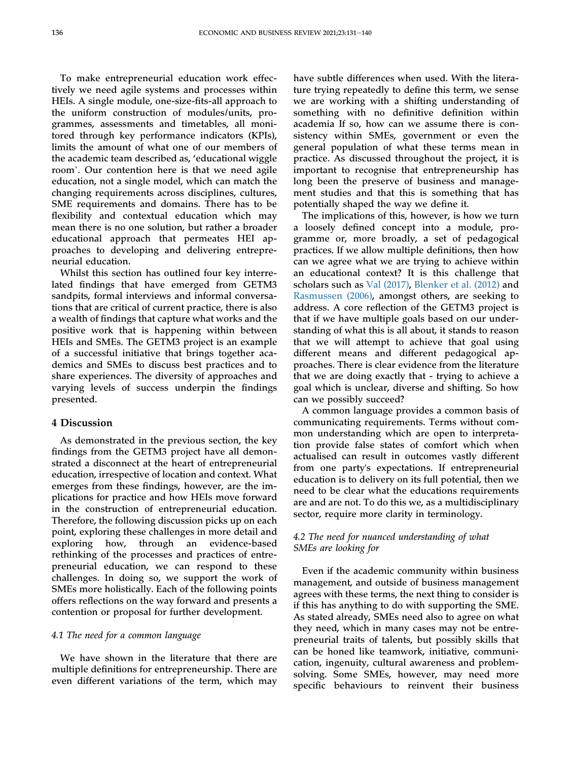To make entrepreneurial education work effectively we need agile systems and processes within HEIs. A single module, one-size-fits-all approach to the uniform construction of modules/units, programmes, assessments and timetables, all monitored through key performance indicators (KPIs), limits the amount of what one of our members of the academic team described as, 'educational wiggle room'. Our contention here is that we need agile education, not a single model, which can match the changing requirements across disciplines, cultures, SME requirements and domains. There has to be flexibility and contextual education which may mean there is no one solution, but rather a broader educational approach that permeates HEI approaches to developing and delivering entrepreneurial education.

Whilst this section has outlined four key interrelated findings that have emerged from GETM3 sandpits, formal interviews and informal conversations that are critical of current practice, there is also a wealth of findings that capture what works and the positive work that is happening within between HEIs and SMEs. The GETM3 project is an example of a successful initiative that brings together academics and SMEs to discuss best practices and to share experiences. The diversity of approaches and varying levels of success underpin the findings presented.

## 4 Discussion

As demonstrated in the previous section, the key findings from the GETM3 project have all demonstrated a disconnect at the heart of entrepreneurial education, irrespective of location and context. What emerges from these findings, however, are the implications for practice and how HEIs move forward in the construction of entrepreneurial education. Therefore, the following discussion picks up on each point, exploring these challenges in more detail and exploring how, through an evidence-based rethinking of the processes and practices of entrepreneurial education, we can respond to these challenges. In doing so, we support the work of SMEs more holistically. Each of the following points offers reflections on the way forward and presents a contention or proposal for further development.

### *4.1 The need for a common language*

We have shown in the literature that there are multiple definitions for entrepreneurship. There are even different variations of the term, which may have subtle differences when used. With the literature trying repeatedly to define this term, we sense we are working with a shifting understanding of something with no definitive definition within academia If so, how can we assume there is consistency within SMEs, government or even the general population of what these terms mean in practice. As discussed throughout the project, it is important to recognise that entrepreneurship has long been the preserve of business and management studies and that this is something that has potentially shaped the way we define it.

The implications of this, however, is how we turn a loosely defined concept into a module, programme or, more broadly, a set of pedagogical practices. If we allow multiple definitions, then how can we agree what we are trying to achieve within an educational context? It is this challenge that scholars such as Val (2017), Blenker et al. (2012) and Rasmussen (2006), amongst others, are seeking to address. A core reflection of the GETM3 project is that if we have multiple goals based on our understanding of what this is all about, it stands to reason that we will attempt to achieve that goal using different means and different pedagogical approaches. There is clear evidence from the literature that we are doing exactly that - trying to achieve a goal which is unclear, diverse and shifting. So how can we possibly succeed?

A common language provides a common basis of communicating requirements. Terms without common understanding which are open to interpretation provide false states of comfort which when actualised can result in outcomes vastly different from one party's expectations. If entrepreneurial education is to delivery on its full potential, then we need to be clear what the educations requirements are and are not. To do this we, as a multidisciplinary sector, require more clarity in terminology.

### *4.2 The need for nuanced understanding of what SMEs are looking for*

Even if the academic community within business management, and outside of business management agrees with these terms, the next thing to consider is if this has anything to do with supporting the SME. As stated already, SMEs need also to agree on what they need, which in many cases may not be entrepreneurial traits of talents, but possibly skills that can be honed like teamwork, initiative, communication, ingenuity, cultural awareness and problem-solving. Some SMEs, however, may need more specific behaviours to reinvent their business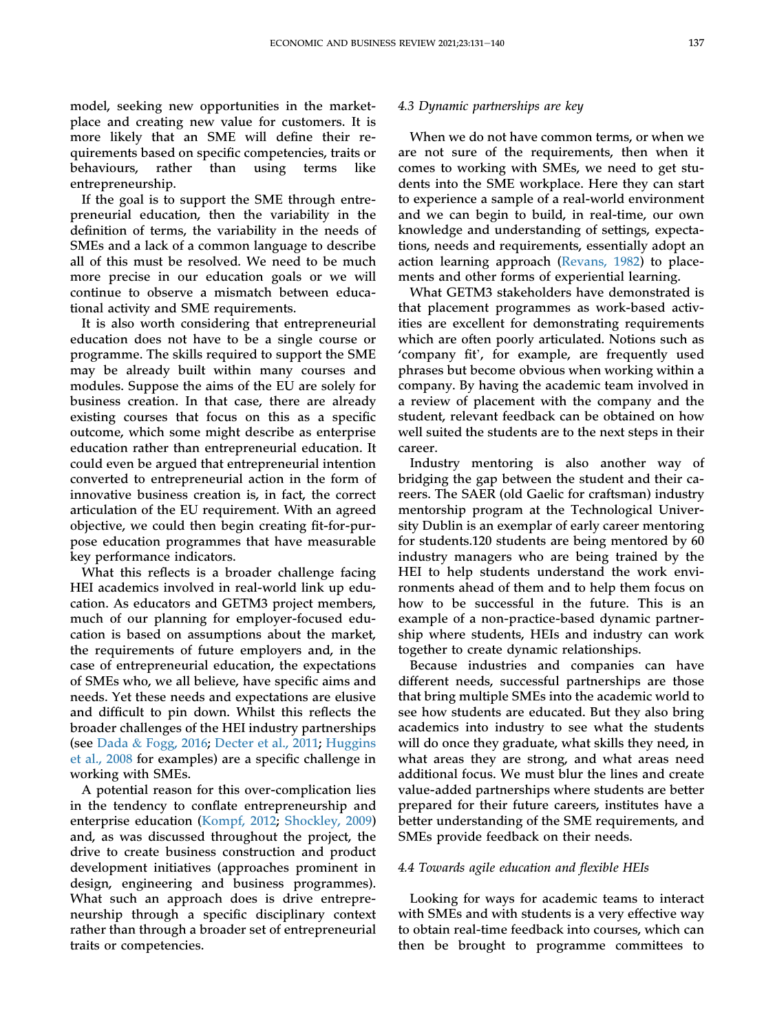model, seeking new opportunities in the marketplace and creating new value for customers. It is more likely that an SME will define their requirements based on specific competencies, traits or behaviours, rather than using terms like entrepreneurship.

If the goal is to support the SME through entrepreneurial education, then the variability in the definition of terms, the variability in the needs of SMEs and a lack of a common language to describe all of this must be resolved. We need to be much more precise in our education goals or we will continue to observe a mismatch between educational activity and SME requirements.

It is also worth considering that entrepreneurial education does not have to be a single course or programme. The skills required to support the SME may be already built within many courses and modules. Suppose the aims of the EU are solely for business creation. In that case, there are already existing courses that focus on this as a specific outcome, which some might describe as enterprise education rather than entrepreneurial education. It could even be argued that entrepreneurial intention converted to entrepreneurial action in the form of innovative business creation is, in fact, the correct articulation of the EU requirement. With an agreed objective, we could then begin creating fit-for-purpose education programmes that have measurable key performance indicators.

What this reflects is a broader challenge facing HEI academics involved in real-world link up education. As educators and GETM3 project members, much of our planning for employer-focused education is based on assumptions about the market, the requirements of future employers and, in the case of entrepreneurial education, the expectations of SMEs who, we all believe, have specific aims and needs. Yet these needs and expectations are elusive and difficult to pin down. Whilst this reflects the broader challenges of the HEI industry partnerships (see Dada & Fogg, 2016; Decter et al., 2011; Huggins et al., 2008 for examples) are a specific challenge in working with SMEs.

A potential reason for this over-complication lies in the tendency to conflate entrepreneurship and enterprise education (Kompf, 2012; Shockley, 2009) and, as was discussed throughout the project, the drive to create business construction and product development initiatives (approaches prominent in design, engineering and business programmes). What such an approach does is drive entrepreneurship through a specific disciplinary context rather than through a broader set of entrepreneurial traits or competencies.

### *4.3 Dynamic partnerships are key*

When we do not have common terms, or when we are not sure of the requirements, then when it comes to working with SMEs, we need to get students into the SME workplace. Here they can start to experience a sample of a real-world environment and we can begin to build, in real-time, our own knowledge and understanding of settings, expectations, needs and requirements, essentially adopt an action learning approach (Revans, 1982) to placements and other forms of experiential learning.

What GETM3 stakeholders have demonstrated is that placement programmes as work-based activities are excellent for demonstrating requirements which are often poorly articulated. Notions such as 'company fit', for example, are frequently used phrases but become obvious when working within a company. By having the academic team involved in a review of placement with the company and the student, relevant feedback can be obtained on how well suited the students are to the next steps in their career.

Industry mentoring is also another way of bridging the gap between the student and their careers. The SAER (old Gaelic for craftsman) industry mentorship program at the Technological University Dublin is an exemplar of early career mentoring for students.120 students are being mentored by 60 industry managers who are being trained by the HEI to help students understand the work environments ahead of them and to help them focus on how to be successful in the future. This is an example of a non-practice-based dynamic partnership where students, HEIs and industry can work together to create dynamic relationships.

Because industries and companies can have different needs, successful partnerships are those that bring multiple SMEs into the academic world to see how students are educated. But they also bring academics into industry to see what the students will do once they graduate, what skills they need, in what areas they are strong, and what areas need additional focus. We must blur the lines and create value-added partnerships where students are better prepared for their future careers, institutes have a better understanding of the SME requirements, and SMEs provide feedback on their needs.

### *4.4 Towards agile education and flexible HEIs*

Looking for ways for academic teams to interact with SMEs and with students is a very effective way to obtain real-time feedback into courses, which can then be brought to programme committees to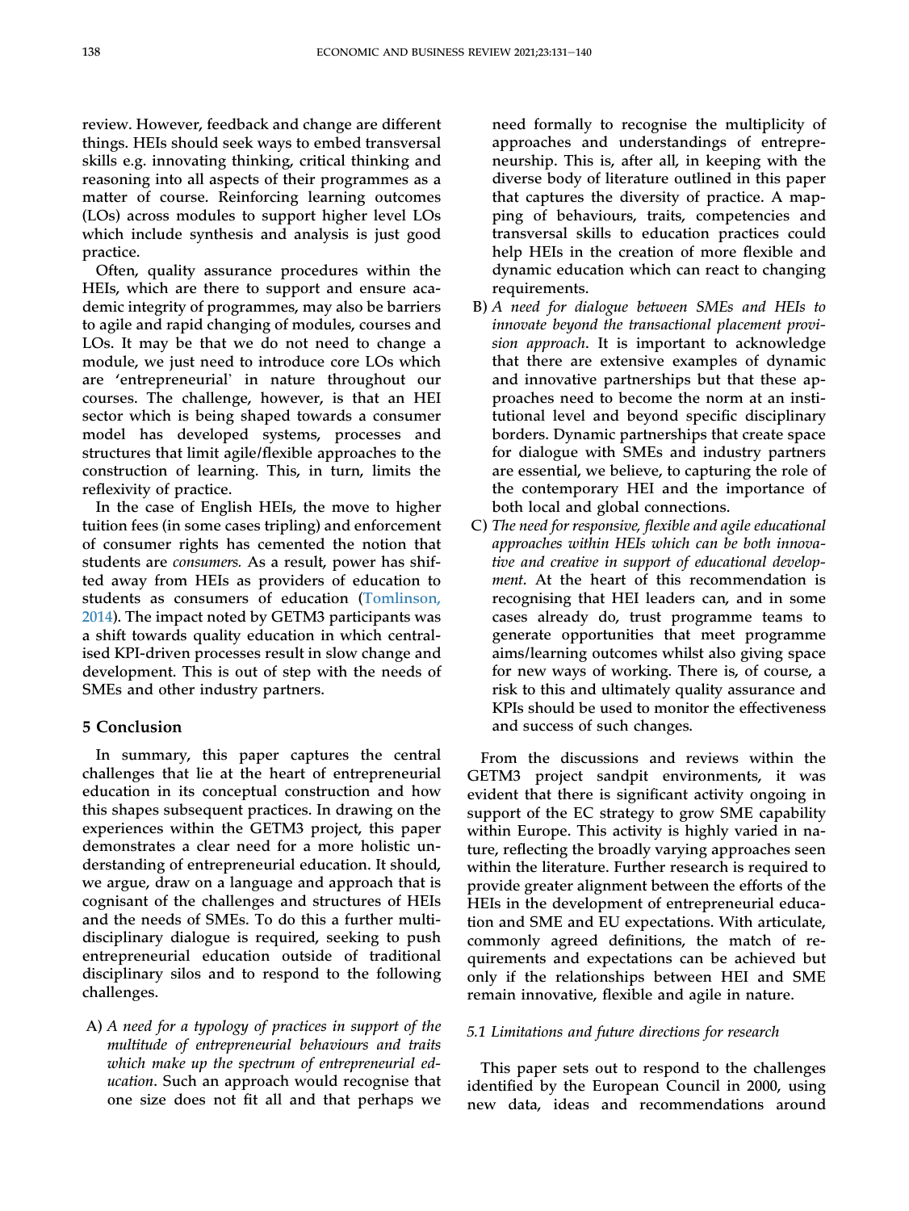review. However, feedback and change are different things. HEIs should seek ways to embed transversal skills e.g. innovating thinking, critical thinking and reasoning into all aspects of their programmes as a matter of course. Reinforcing learning outcomes (LOs) across modules to support higher level LOs which include synthesis and analysis is just good practice.

Often, quality assurance procedures within the HEIs, which are there to support and ensure academic integrity of programmes, may also be barriers to agile and rapid changing of modules, courses and LOs. It may be that we do not need to change a module, we just need to introduce core LOs which are 'entrepreneurial' in nature throughout our courses. The challenge, however, is that an HEI sector which is being shaped towards a consumer model has developed systems, processes and structures that limit agile/flexible approaches to the construction of learning. This, in turn, limits the reflexivity of practice.

In the case of English HEIs, the move to higher tuition fees (in some cases tripling) and enforcement of consumer rights has cemented the notion that students are *consumers.* As a result, power has shifted away from HEIs as providers of education to students as consumers of education (Tomlinson, 2014). The impact noted by GETM3 participants was a shift towards quality education in which centralised KPI-driven processes result in slow change and development. This is out of step with the needs of SMEs and other industry partners.

## 5 Conclusion

In summary, this paper captures the central challenges that lie at the heart of entrepreneurial education in its conceptual construction and how this shapes subsequent practices. In drawing on the experiences within the GETM3 project, this paper demonstrates a clear need for a more holistic understanding of entrepreneurial education. It should, we argue, draw on a language and approach that is cognisant of the challenges and structures of HEIs and the needs of SMEs. To do this a further multidisciplinary dialogue is required, seeking to push entrepreneurial education outside of traditional disciplinary silos and to respond to the following challenges.

A) *A need for a typology of practices in support of the multitude of entrepreneurial behaviours and traits which make up the spectrum of entrepreneurial education*. Such an approach would recognise that one size does not fit all and that perhaps we need formally to recognise the multiplicity of approaches and understandings of entrepreneurship. This is, after all, in keeping with the diverse body of literature outlined in this paper that captures the diversity of practice. A mapping of behaviours, traits, competencies and transversal skills to education practices could help HEIs in the creation of more flexible and dynamic education which can react to changing requirements.

B) *A need for dialogue between SMEs and HEIs to innovate beyond the transactional placement provision approach*. It is important to acknowledge that there are extensive examples of dynamic and innovative partnerships but that these approaches need to become the norm at an institutional level and beyond specific disciplinary borders. Dynamic partnerships that create space for dialogue with SMEs and industry partners are essential, we believe, to capturing the role of the contemporary HEI and the importance of both local and global connections.

C) *The need for responsive, flexible and agile educational approaches within HEIs which can be both innovative and creative in support of educational development*. At the heart of this recommendation is recognising that HEI leaders can, and in some cases already do, trust programme teams to generate opportunities that meet programme aims/learning outcomes whilst also giving space for new ways of working. There is, of course, a risk to this and ultimately quality assurance and KPIs should be used to monitor the effectiveness and success of such changes.

From the discussions and reviews within the GETM3 project sandpit environments, it was evident that there is significant activity ongoing in support of the EC strategy to grow SME capability within Europe. This activity is highly varied in nature, reflecting the broadly varying approaches seen within the literature. Further research is required to provide greater alignment between the efforts of the HEIs in the development of entrepreneurial education and SME and EU expectations. With articulate, commonly agreed definitions, the match of requirements and expectations can be achieved but only if the relationships between HEI and SME remain innovative, flexible and agile in nature.

### 5.1 Limitations and future directions for research

This paper sets out to respond to the challenges identified by the European Council in 2000, using new data, ideas and recommendations around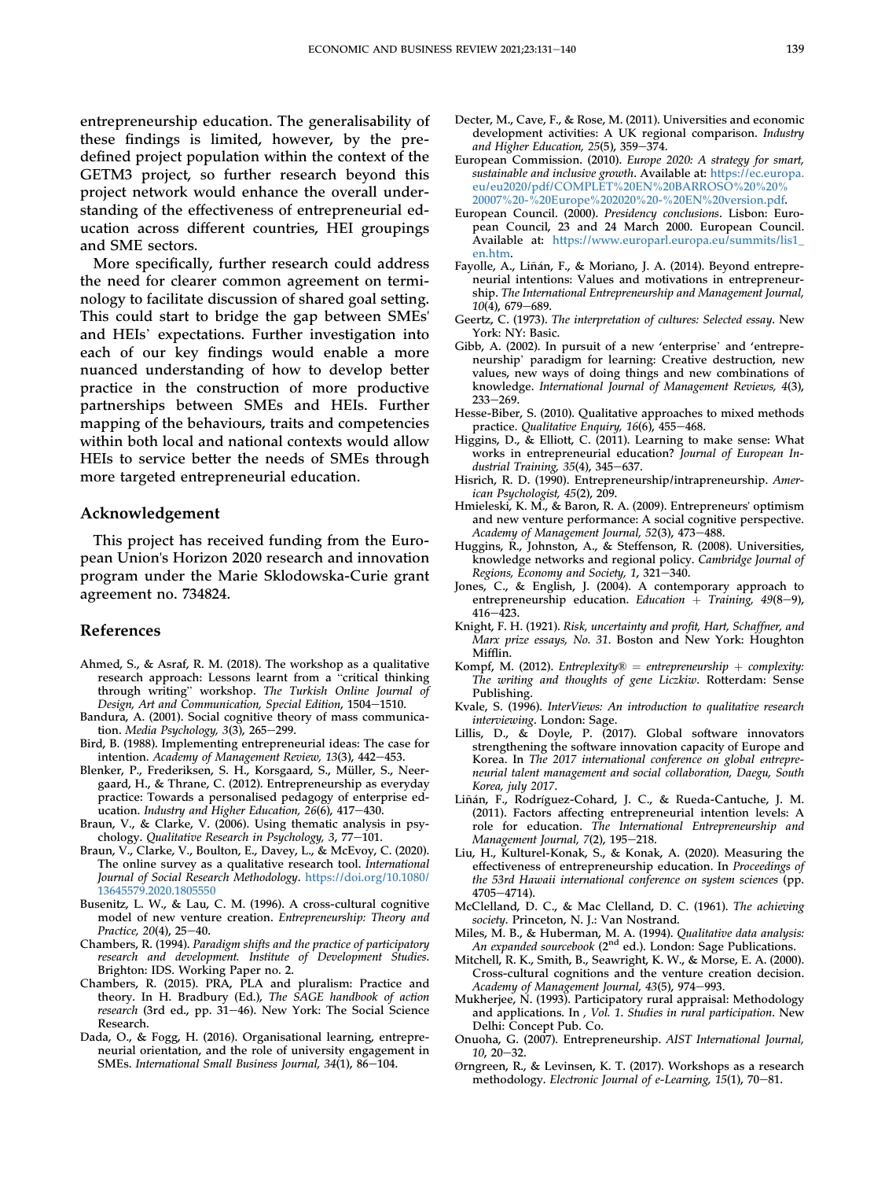entrepreneurship education. The generalisability of these findings is limited, however, by the pre-defined project population within the context of the GETM3 project, so further research beyond this project network would enhance the overall understanding of the effectiveness of entrepreneurial education across different countries, HEI groupings and SME sectors.

More specifically, further research could address the need for clearer common agreement on terminology to facilitate discussion of shared goal setting. This could start to bridge the gap between SMEs' and HEIs' expectations. Further investigation into each of our key findings would enable a more nuanced understanding of how to develop better practice in the construction of more productive partnerships between SMEs and HEIs. Further mapping of the behaviours, traits and competencies within both local and national contexts would allow HEIs to service better the needs of SMEs through more targeted entrepreneurial education.

## Acknowledgement

This project has received funding from the European Union's Horizon 2020 research and innovation program under the Marie Sklodowska-Curie grant agreement no. 734824.

## References

Ahmed, S., & Asraf, R. M. (2018). The workshop as a qualitative research approach: Lessons learnt from a "critical thinking through writing" workshop. *The Turkish Online Journal of Design, Art and Communication, Special Edition*, 1504–1510.

Bandura, A. (2001). Social cognitive theory of mass communication. *Media Psychology, 3*(3), 265–299.

Bird, B. (1988). Implementing entrepreneurial ideas: The case for intention. *Academy of Management Review, 13*(3), 442–453.

Blenker, P., Frederiksen, S. H., Korsgaard, S., Müller, S., Neergaard, H., & Thrane, C. (2012). Entrepreneurship as everyday practice: Towards a personalised pedagogy of enterprise education. *Industry and Higher Education, 26*(6), 417–430.

Braun, V., & Clarke, V. (2006). Using thematic analysis in psychology. *Qualitative Research in Psychology, 3*, 77–101.

Braun, V., Clarke, V., Boulton, E., Davey, L., & McEvoy, C. (2020). The online survey as a qualitative research tool. *International Journal of Social Research Methodology*. https://doi.org/10.1080/13645579.2020.1805550

Busenitz, L. W., & Lau, C. M. (1996). A cross-cultural cognitive model of new venture creation. *Entrepreneurship: Theory and Practice, 20*(4), 25–40.

Chambers, R. (1994). *Paradigm shifts and the practice of participatory research and development. Institute of Development Studies*. Brighton: IDS. Working Paper no. 2.

Chambers, R. (2015). PRA, PLA and pluralism: Practice and theory. In H. Bradbury (Ed.), *The SAGE handbook of action research* (3rd ed., pp. 31–46). New York: The Social Science Research.

Dada, O., & Fogg, H. (2016). Organisational learning, entrepreneurial orientation, and the role of university engagement in SMEs. *International Small Business Journal, 34*(1), 86–104.

Decter, M., Cave, F., & Rose, M. (2011). Universities and economic development activities: A UK regional comparison. *Industry and Higher Education, 25*(5), 359–374.

European Commission. (2010). *Europe 2020: A strategy for smart, sustainable and inclusive growth*. Available at: https://ec.europa.eu/eu2020/pdf/COMPLET%20EN%20BARROSO%20%20%20007%20-%20Europe%202020%20-%20EN%20version.pdf.

European Council. (2000). *Presidency conclusions*. Lisbon: European Council, 23 and 24 March 2000. European Council. Available at: https://www.europarl.europa.eu/summits/lis1_en.htm.

Fayolle, A., Liñán, F., & Moriano, J. A. (2014). Beyond entrepreneurial intentions: Values and motivations in entrepreneurship. *The International Entrepreneurship and Management Journal, 10*(4), 679–689.

Geertz, C. (1973). *The interpretation of cultures: Selected essay*. New York: NY: Basic.

Gibb, A. (2002). In pursuit of a new 'enterprise' and 'entrepreneurship' paradigm for learning: Creative destruction, new values, new ways of doing things and new combinations of knowledge. *International Journal of Management Reviews, 4*(3), 233–269.

Hesse-Biber, S. (2010). Qualitative approaches to mixed methods practice. *Qualitative Enquiry, 16*(6), 455–468.

Higgins, D., & Elliott, C. (2011). Learning to make sense: What works in entrepreneurial education? *Journal of European Industrial Training, 35*(4), 345–637.

Hisrich, R. D. (1990). Entrepreneurship/intrapreneurship. *American Psychologist, 45*(2), 209.

Hmieleski, K. M., & Baron, R. A. (2009). Entrepreneurs' optimism and new venture performance: A social cognitive perspective. *Academy of Management Journal, 52*(3), 473–488.

Huggins, R., Johnston, A., & Steffenson, R. (2008). Universities, knowledge networks and regional policy. *Cambridge Journal of Regions, Economy and Society, 1*, 321–340.

Jones, C., & English, J. (2004). A contemporary approach to entrepreneurship education. *Education + Training, 49*(8–9), 416–423.

Knight, F. H. (1921). *Risk, uncertainty and profit, Hart, Schaffner, and Marx prize essays, No. 31*. Boston and New York: Houghton Mifflin.

Kompf, M. (2012). *Entreplexity® = entrepreneurship + complexity: The writing and thoughts of gene Liczkiw*. Rotterdam: Sense Publishing.

Kvale, S. (1996). *InterViews: An introduction to qualitative research interviewing*. London: Sage.

Lillis, D., & Doyle, P. (2017). Global software innovators strengthening the software innovation capacity of Europe and Korea. In *The 2017 international conference on global entrepreneurial talent management and social collaboration, Daegu, South Korea, july 2017*.

Liñán, F., Rodríguez-Cohard, J. C., & Rueda-Cantuche, J. M. (2011). Factors affecting entrepreneurial intention levels: A role for education. *The International Entrepreneurship and Management Journal, 7*(2), 195–218.

Liu, H., Kulturel-Konak, S., & Konak, A. (2020). Measuring the effectiveness of entrepreneurship education. In *Proceedings of the 53rd Hawaii international conference on system sciences* (pp. 4705–4714).

McClelland, D. C., & Mac Clelland, D. C. (1961). *The achieving society*. Princeton, N. J.: Van Nostrand.

Miles, M. B., & Huberman, M. A. (1994). *Qualitative data analysis: An expanded sourcebook* (2nd ed.). London: Sage Publications.

Mitchell, R. K., Smith, B., Seawright, K. W., & Morse, E. A. (2000). Cross-cultural cognitions and the venture creation decision. *Academy of Management Journal, 43*(5), 974–993.

Mukherjee, N. (1993). Participatory rural appraisal: Methodology and applications. In *, Vol. 1. Studies in rural participation*. New Delhi: Concept Pub. Co.

Onuoha, G. (2007). Entrepreneurship. *AIST International Journal, 10*, 20–32.

Ørngreen, R., & Levinsen, K. T. (2017). Workshops as a research methodology. *Electronic Journal of e-Learning, 15*(1), 70–81.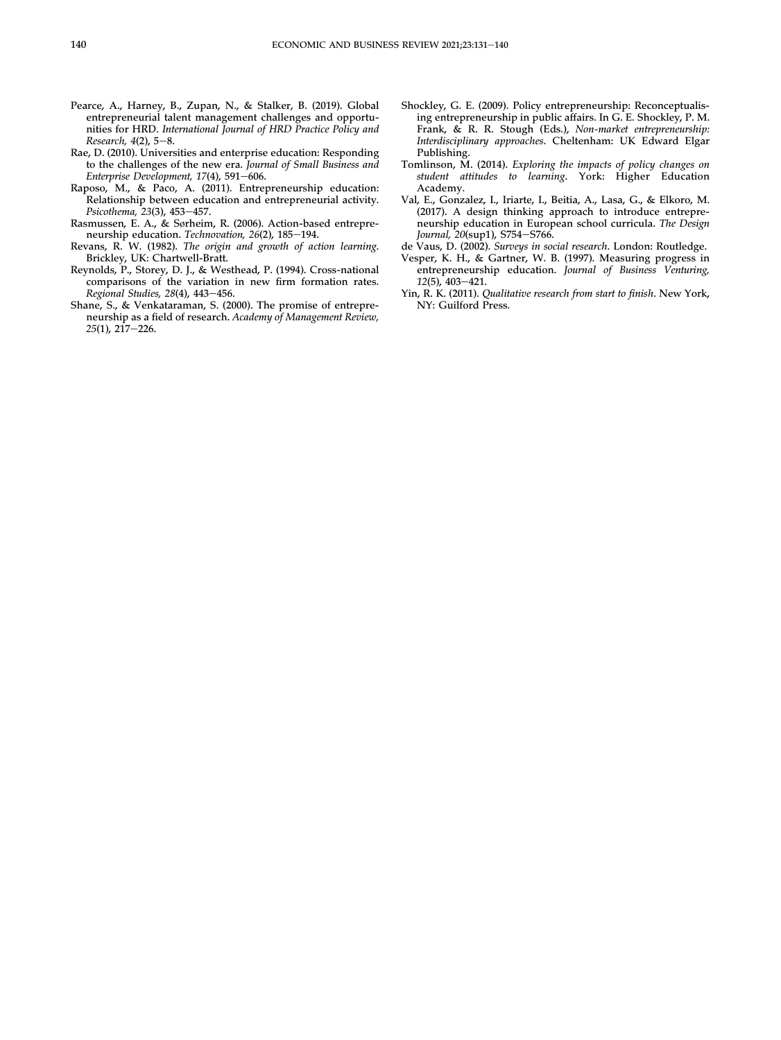Pearce, A., Harney, B., Zupan, N., & Stalker, B. (2019). Global entrepreneurial talent management challenges and opportunities for HRD. *International Journal of HRD Practice Policy and Research, 4*(2), 5–8.

Rae, D. (2010). Universities and enterprise education: Responding to the challenges of the new era. *Journal of Small Business and Enterprise Development, 17*(4), 591–606.

Raposo, M., & Paco, A. (2011). Entrepreneurship education: Relationship between education and entrepreneurial activity. *Psicothema, 23*(3), 453–457.

Rasmussen, E. A., & Sørheim, R. (2006). Action-based entrepreneurship education. *Technovation, 26*(2), 185–194.

Revans, R. W. (1982). *The origin and growth of action learning*. Brickley, UK: Chartwell-Bratt.

Reynolds, P., Storey, D. J., & Westhead, P. (1994). Cross-national comparisons of the variation in new firm formation rates. *Regional Studies, 28*(4), 443–456.

Shane, S., & Venkataraman, S. (2000). The promise of entrepreneurship as a field of research. *Academy of Management Review, 25*(1), 217–226.

Shockley, G. E. (2009). Policy entrepreneurship: Reconceptualising entrepreneurship in public affairs. In G. E. Shockley, P. M. Frank, & R. R. Stough (Eds.), *Non-market entrepreneurship: Interdisciplinary approaches*. Cheltenham: UK Edward Elgar Publishing.

Tomlinson, M. (2014). *Exploring the impacts of policy changes on student attitudes to learning*. York: Higher Education Academy.

Val, E., Gonzalez, I., Iriarte, I., Beitia, A., Lasa, G., & Elkoro, M. (2017). A design thinking approach to introduce entrepreneurship education in European school curricula. *The Design Journal, 20*(sup1), S754–S766.

de Vaus, D. (2002). *Surveys in social research*. London: Routledge.

Vesper, K. H., & Gartner, W. B. (1997). Measuring progress in entrepreneurship education. *Journal of Business Venturing, 12*(5), 403–421.

Yin, R. K. (2011). *Qualitative research from start to finish*. New York, NY: Guilford Press.